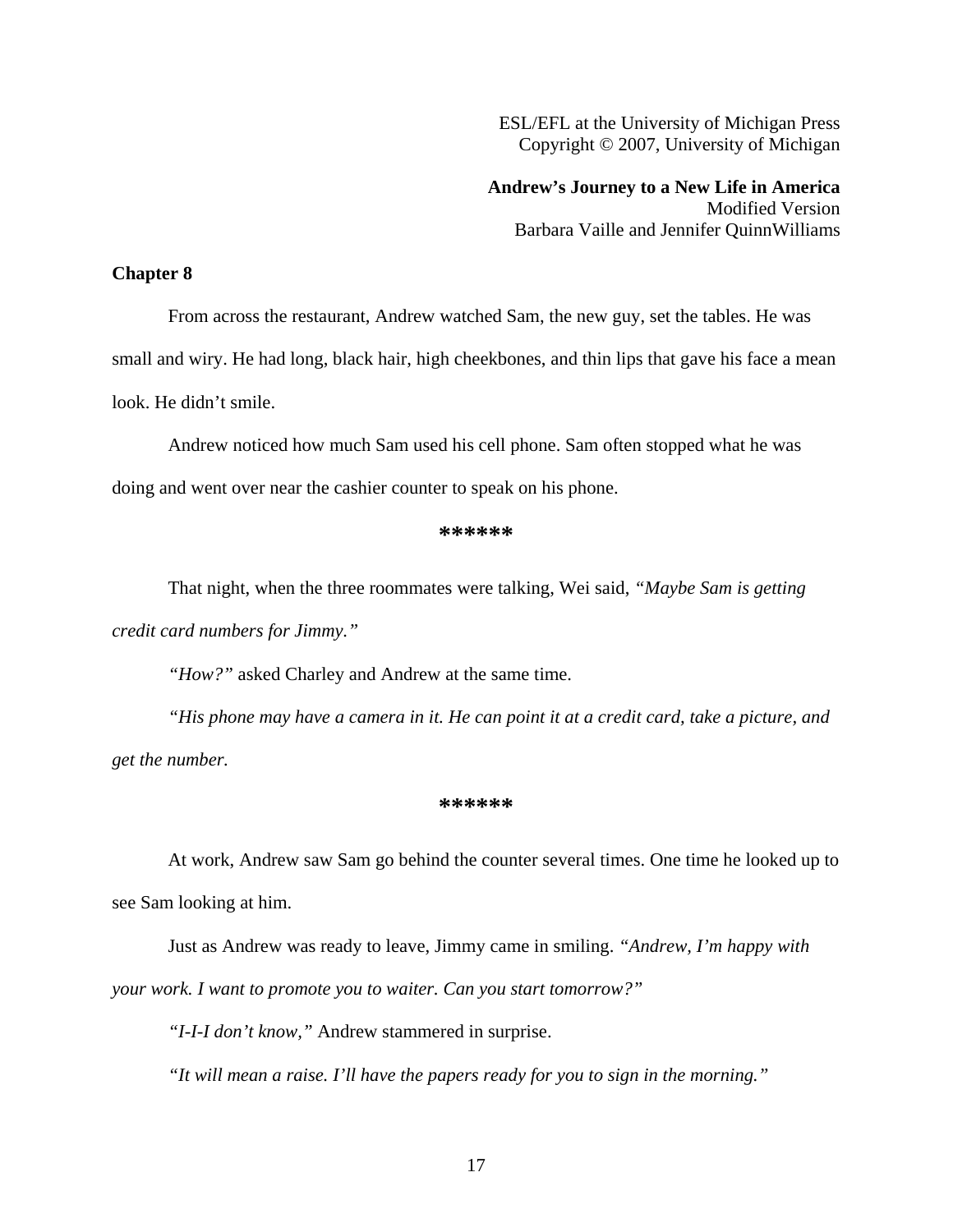ESL/EFL at the University of Michigan Press
Copyright © 2007, University of Michigan

**Andrew's Journey to a New Life in America**
Modified Version
Barbara Vaille and Jennifer QuinnWilliams

## Chapter 8

From across the restaurant, Andrew watched Sam, the new guy, set the tables. He was small and wiry. He had long, black hair, high cheekbones, and thin lips that gave his face a mean look. He didn't smile.

Andrew noticed how much Sam used his cell phone. Sam often stopped what he was doing and went over near the cashier counter to speak on his phone.

******

That night, when the three roommates were talking, Wei said, *"Maybe Sam is getting credit card numbers for Jimmy."*

*"How?"* asked Charley and Andrew at the same time.

*"His phone may have a camera in it. He can point it at a credit card, take a picture, and get the number.*

******

At work, Andrew saw Sam go behind the counter several times. One time he looked up to see Sam looking at him.

Just as Andrew was ready to leave, Jimmy came in smiling. *"Andrew, I'm happy with your work. I want to promote you to waiter. Can you start tomorrow?"*

*"I-I-I don't know,"* Andrew stammered in surprise.

*"It will mean a raise. I'll have the papers ready for you to sign in the morning."*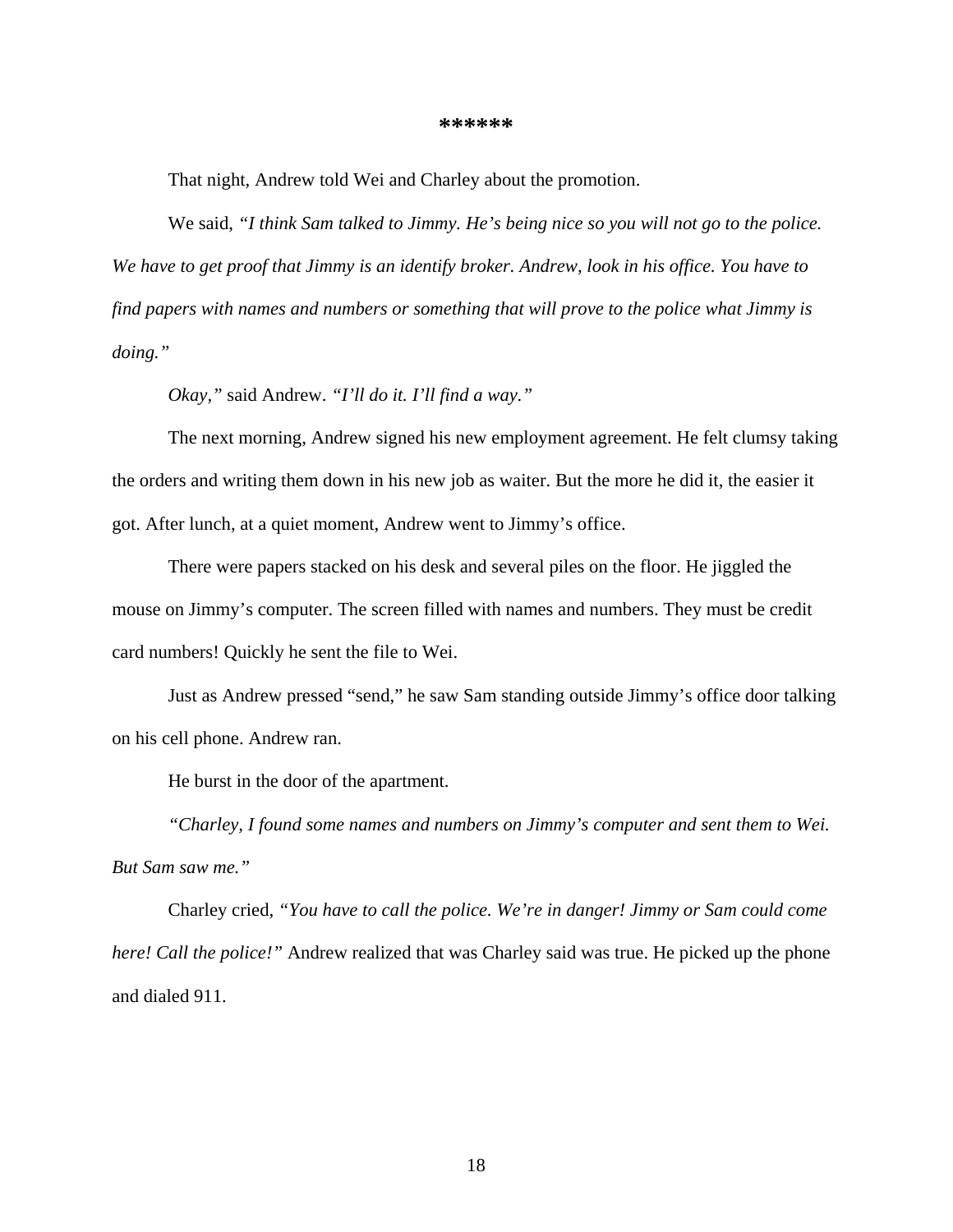\*\*\*\*\*\*

That night, Andrew told Wei and Charley about the promotion.

We said, *"I think Sam talked to Jimmy. He's being nice so you will not go to the police. We have to get proof that Jimmy is an identify broker. Andrew, look in his office. You have to find papers with names and numbers or something that will prove to the police what Jimmy is doing."*

*Okay,"* said Andrew. *"I'll do it. I'll find a way."*

The next morning, Andrew signed his new employment agreement. He felt clumsy taking the orders and writing them down in his new job as waiter. But the more he did it, the easier it got. After lunch, at a quiet moment, Andrew went to Jimmy's office.

There were papers stacked on his desk and several piles on the floor. He jiggled the mouse on Jimmy's computer. The screen filled with names and numbers. They must be credit card numbers! Quickly he sent the file to Wei.

Just as Andrew pressed "send," he saw Sam standing outside Jimmy's office door talking on his cell phone. Andrew ran.

He burst in the door of the apartment.

*"Charley, I found some names and numbers on Jimmy's computer and sent them to Wei. But Sam saw me."*

Charley cried, *"You have to call the police. We're in danger! Jimmy or Sam could come here! Call the police!"* Andrew realized that was Charley said was true. He picked up the phone and dialed 911.